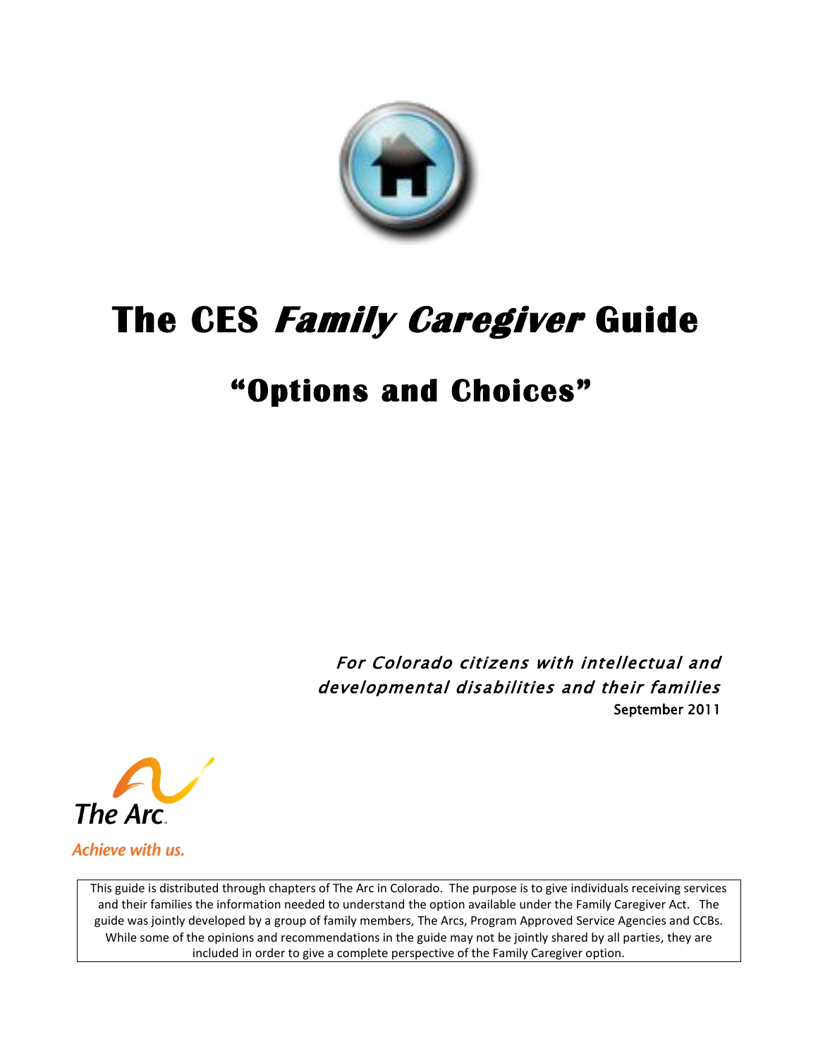# The CES *Family Caregiver* Guide

## "Options and Choices"

*For Colorado citizens with intellectual and developmental disabilities and their families*

September 2011

The Arc

*Achieve with us.*

This guide is distributed through chapters of The Arc in Colorado. The purpose is to give individuals receiving services and their families the information needed to understand the option available under the Family Caregiver Act. The guide was jointly developed by a group of family members, The Arcs, Program Approved Service Agencies and CCBs. While some of the opinions and recommendations in the guide may not be jointly shared by all parties, they are included in order to give a complete perspective of the Family Caregiver option.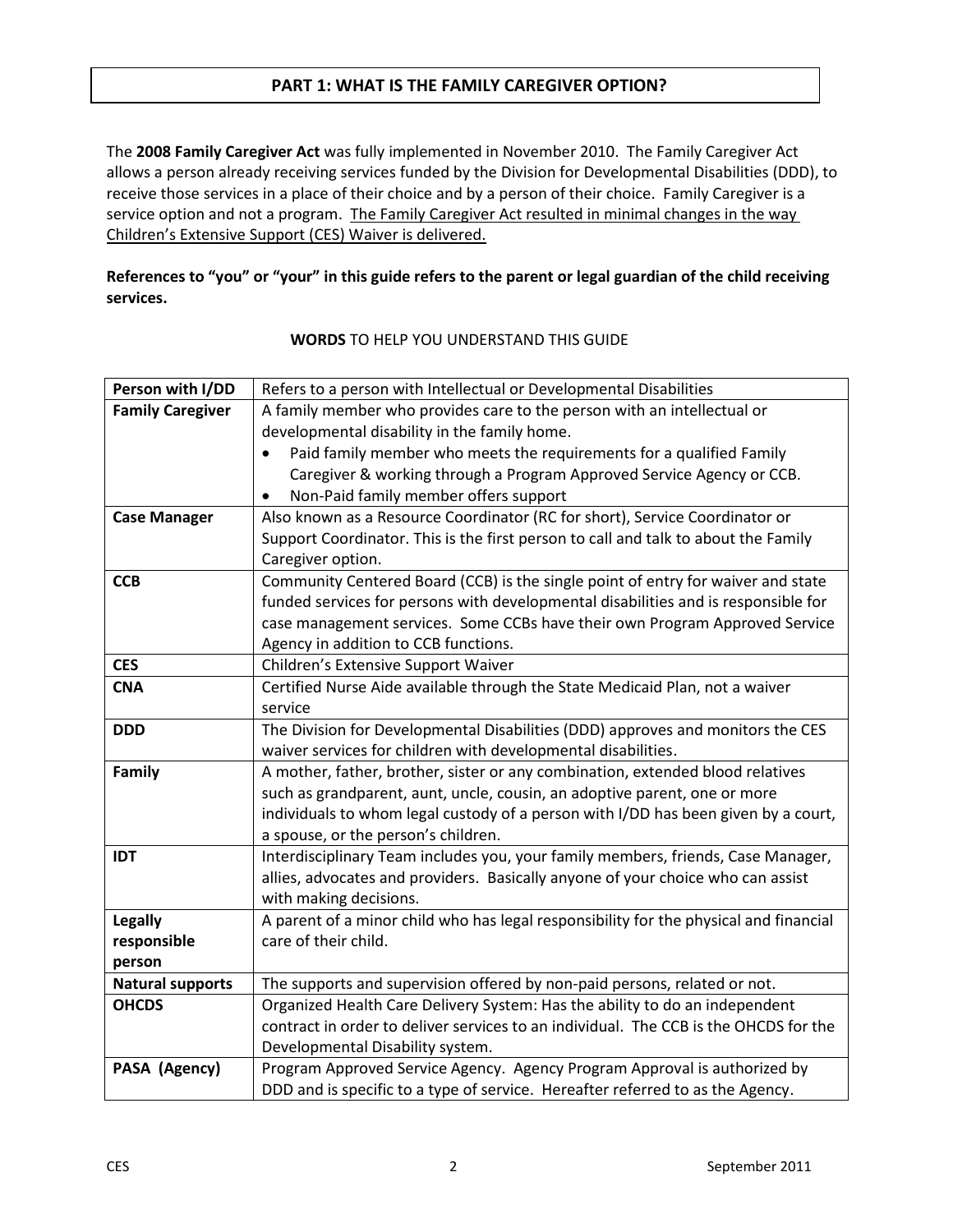## PART 1: WHAT IS THE FAMILY CAREGIVER OPTION?

The **2008 Family Caregiver Act** was fully implemented in November 2010. The Family Caregiver Act allows a person already receiving services funded by the Division for Developmental Disabilities (DDD), to receive those services in a place of their choice and by a person of their choice. Family Caregiver is a service option and not a program. <u>The Family Caregiver Act resulted in minimal changes in the way Children's Extensive Support (CES) Waiver is delivered.</u>

**References to "you" or "your" in this guide refers to the parent or legal guardian of the child receiving services.**

**WORDS** TO HELP YOU UNDERSTAND THIS GUIDE

| | |
|---|---|
| **Person with I/DD** | Refers to a person with Intellectual or Developmental Disabilities |
| **Family Caregiver** | A family member who provides care to the person with an intellectual or developmental disability in the family home.<br>• Paid family member who meets the requirements for a qualified Family Caregiver & working through a Program Approved Service Agency or CCB.<br>• Non-Paid family member offers support |
| **Case Manager** | Also known as a Resource Coordinator (RC for short), Service Coordinator or Support Coordinator. This is the first person to call and talk to about the Family Caregiver option. |
| **CCB** | Community Centered Board (CCB) is the single point of entry for waiver and state funded services for persons with developmental disabilities and is responsible for case management services. Some CCBs have their own Program Approved Service Agency in addition to CCB functions. |
| **CES** | Children's Extensive Support Waiver |
| **CNA** | Certified Nurse Aide available through the State Medicaid Plan, not a waiver service |
| **DDD** | The Division for Developmental Disabilities (DDD) approves and monitors the CES waiver services for children with developmental disabilities. |
| **Family** | A mother, father, brother, sister or any combination, extended blood relatives such as grandparent, aunt, uncle, cousin, an adoptive parent, one or more individuals to whom legal custody of a person with I/DD has been given by a court, a spouse, or the person's children. |
| **IDT** | Interdisciplinary Team includes you, your family members, friends, Case Manager, allies, advocates and providers. Basically anyone of your choice who can assist with making decisions. |
| **Legally responsible person** | A parent of a minor child who has legal responsibility for the physical and financial care of their child. |
| **Natural supports** | The supports and supervision offered by non-paid persons, related or not. |
| **OHCDS** | Organized Health Care Delivery System: Has the ability to do an independent contract in order to deliver services to an individual. The CCB is the OHCDS for the Developmental Disability system. |
| **PASA (Agency)** | Program Approved Service Agency. Agency Program Approval is authorized by DDD and is specific to a type of service. Hereafter referred to as the Agency. |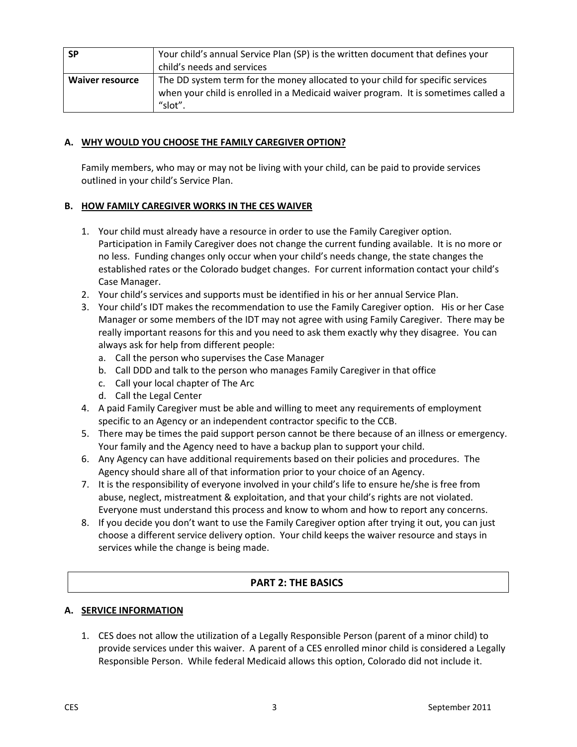| **SP** | Your child's annual Service Plan (SP) is the written document that defines your child's needs and services |
|---|---|
| **Waiver resource** | The DD system term for the money allocated to your child for specific services when your child is enrolled in a Medicaid waiver program. It is sometimes called a "slot". |

### A. WHY WOULD YOU CHOOSE THE FAMILY CAREGIVER OPTION?

Family members, who may or may not be living with your child, can be paid to provide services outlined in your child's Service Plan.

### B. HOW FAMILY CAREGIVER WORKS IN THE CES WAIVER

1. Your child must already have a resource in order to use the Family Caregiver option. Participation in Family Caregiver does not change the current funding available. It is no more or no less. Funding changes only occur when your child's needs change, the state changes the established rates or the Colorado budget changes. For current information contact your child's Case Manager.
2. Your child's services and supports must be identified in his or her annual Service Plan.
3. Your child's IDT makes the recommendation to use the Family Caregiver option. His or her Case Manager or some members of the IDT may not agree with using Family Caregiver. There may be really important reasons for this and you need to ask them exactly why they disagree. You can always ask for help from different people:
   a. Call the person who supervises the Case Manager
   b. Call DDD and talk to the person who manages Family Caregiver in that office
   c. Call your local chapter of The Arc
   d. Call the Legal Center
4. A paid Family Caregiver must be able and willing to meet any requirements of employment specific to an Agency or an independent contractor specific to the CCB.
5. There may be times the paid support person cannot be there because of an illness or emergency. Your family and the Agency need to have a backup plan to support your child.
6. Any Agency can have additional requirements based on their policies and procedures. The Agency should share all of that information prior to your choice of an Agency.
7. It is the responsibility of everyone involved in your child's life to ensure he/she is free from abuse, neglect, mistreatment & exploitation, and that your child's rights are not violated. Everyone must understand this process and know to whom and how to report any concerns.
8. If you decide you don't want to use the Family Caregiver option after trying it out, you can just choose a different service delivery option. Your child keeps the waiver resource and stays in services while the change is being made.

## PART 2: THE BASICS

### A. SERVICE INFORMATION

1. CES does not allow the utilization of a Legally Responsible Person (parent of a minor child) to provide services under this waiver. A parent of a CES enrolled minor child is considered a Legally Responsible Person. While federal Medicaid allows this option, Colorado did not include it.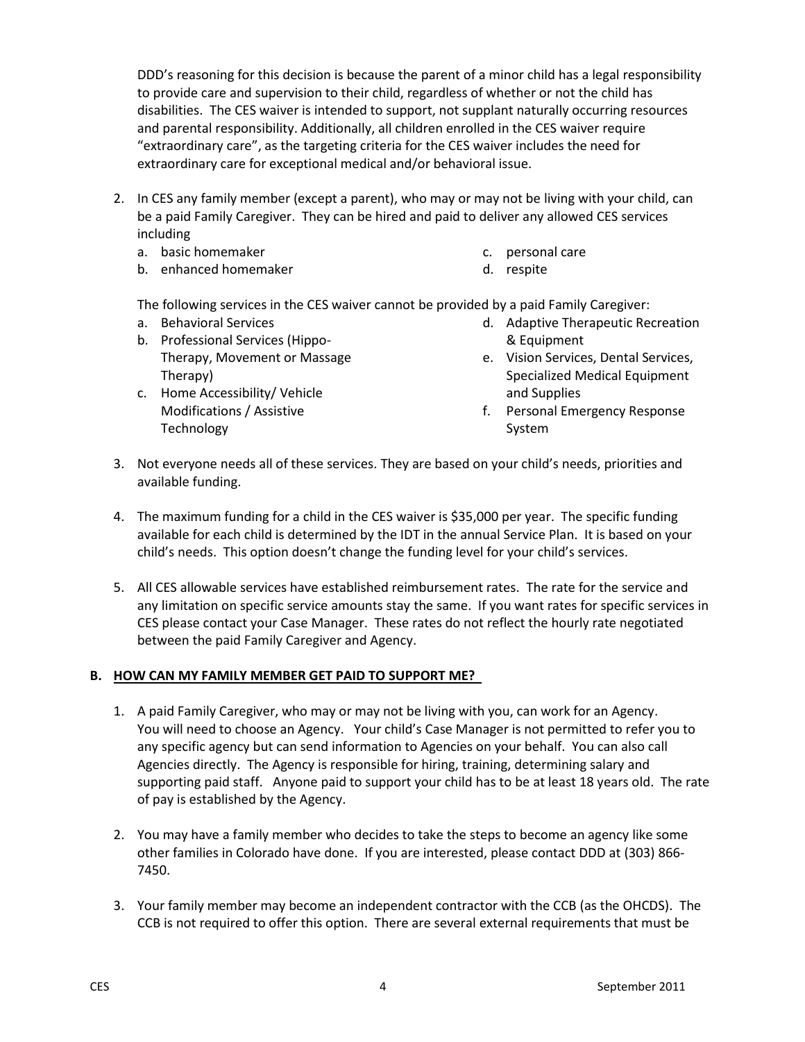DDD's reasoning for this decision is because the parent of a minor child has a legal responsibility to provide care and supervision to their child, regardless of whether or not the child has disabilities. The CES waiver is intended to support, not supplant naturally occurring resources and parental responsibility. Additionally, all children enrolled in the CES waiver require "extraordinary care", as the targeting criteria for the CES waiver includes the need for extraordinary care for exceptional medical and/or behavioral issue.

2. In CES any family member (except a parent), who may or may not be living with your child, can be a paid Family Caregiver. They can be hired and paid to deliver any allowed CES services including
   a. basic homemaker
   b. enhanced homemaker
   c. personal care
   d. respite

   The following services in the CES waiver cannot be provided by a paid Family Caregiver:
   a. Behavioral Services
   b. Professional Services (Hippo-Therapy, Movement or Massage Therapy)
   c. Home Accessibility/ Vehicle Modifications / Assistive Technology
   d. Adaptive Therapeutic Recreation & Equipment
   e. Vision Services, Dental Services, Specialized Medical Equipment and Supplies
   f. Personal Emergency Response System

3. Not everyone needs all of these services. They are based on your child's needs, priorities and available funding.

4. The maximum funding for a child in the CES waiver is $35,000 per year. The specific funding available for each child is determined by the IDT in the annual Service Plan. It is based on your child's needs. This option doesn't change the funding level for your child's services.

5. All CES allowable services have established reimbursement rates. The rate for the service and any limitation on specific service amounts stay the same. If you want rates for specific services in CES please contact your Case Manager. These rates do not reflect the hourly rate negotiated between the paid Family Caregiver and Agency.

## B. HOW CAN MY FAMILY MEMBER GET PAID TO SUPPORT ME?

1. A paid Family Caregiver, who may or may not be living with you, can work for an Agency. You will need to choose an Agency. Your child's Case Manager is not permitted to refer you to any specific agency but can send information to Agencies on your behalf. You can also call Agencies directly. The Agency is responsible for hiring, training, determining salary and supporting paid staff. Anyone paid to support your child has to be at least 18 years old. The rate of pay is established by the Agency.

2. You may have a family member who decides to take the steps to become an agency like some other families in Colorado have done. If you are interested, please contact DDD at (303) 866-7450.

3. Your family member may become an independent contractor with the CCB (as the OHCDS). The CCB is not required to offer this option. There are several external requirements that must be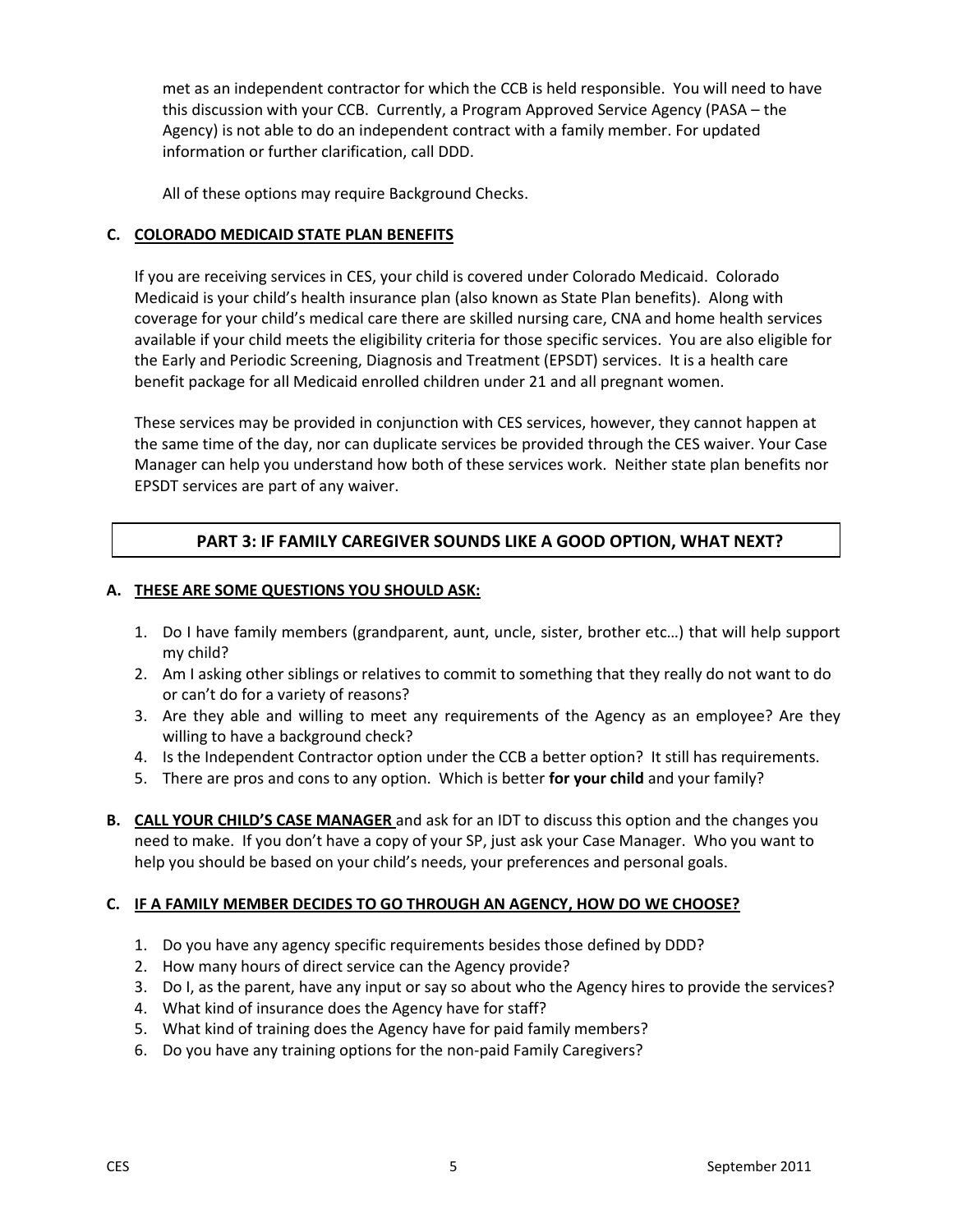met as an independent contractor for which the CCB is held responsible. You will need to have this discussion with your CCB. Currently, a Program Approved Service Agency (PASA – the Agency) is not able to do an independent contract with a family member. For updated information or further clarification, call DDD.

All of these options may require Background Checks.

### C. COLORADO MEDICAID STATE PLAN BENEFITS

If you are receiving services in CES, your child is covered under Colorado Medicaid. Colorado Medicaid is your child's health insurance plan (also known as State Plan benefits). Along with coverage for your child's medical care there are skilled nursing care, CNA and home health services available if your child meets the eligibility criteria for those specific services. You are also eligible for the Early and Periodic Screening, Diagnosis and Treatment (EPSDT) services. It is a health care benefit package for all Medicaid enrolled children under 21 and all pregnant women.

These services may be provided in conjunction with CES services, however, they cannot happen at the same time of the day, nor can duplicate services be provided through the CES waiver. Your Case Manager can help you understand how both of these services work. Neither state plan benefits nor EPSDT services are part of any waiver.

## PART 3: IF FAMILY CAREGIVER SOUNDS LIKE A GOOD OPTION, WHAT NEXT?

### A. THESE ARE SOME QUESTIONS YOU SHOULD ASK:

1. Do I have family members (grandparent, aunt, uncle, sister, brother etc…) that will help support my child?
2. Am I asking other siblings or relatives to commit to something that they really do not want to do or can't do for a variety of reasons?
3. Are they able and willing to meet any requirements of the Agency as an employee? Are they willing to have a background check?
4. Is the Independent Contractor option under the CCB a better option? It still has requirements.
5. There are pros and cons to any option. Which is better **for your child** and your family?

**B. CALL YOUR CHILD'S CASE MANAGER** and ask for an IDT to discuss this option and the changes you need to make. If you don't have a copy of your SP, just ask your Case Manager. Who you want to help you should be based on your child's needs, your preferences and personal goals.

### C. IF A FAMILY MEMBER DECIDES TO GO THROUGH AN AGENCY, HOW DO WE CHOOSE?

1. Do you have any agency specific requirements besides those defined by DDD?
2. How many hours of direct service can the Agency provide?
3. Do I, as the parent, have any input or say so about who the Agency hires to provide the services?
4. What kind of insurance does the Agency have for staff?
5. What kind of training does the Agency have for paid family members?
6. Do you have any training options for the non-paid Family Caregivers?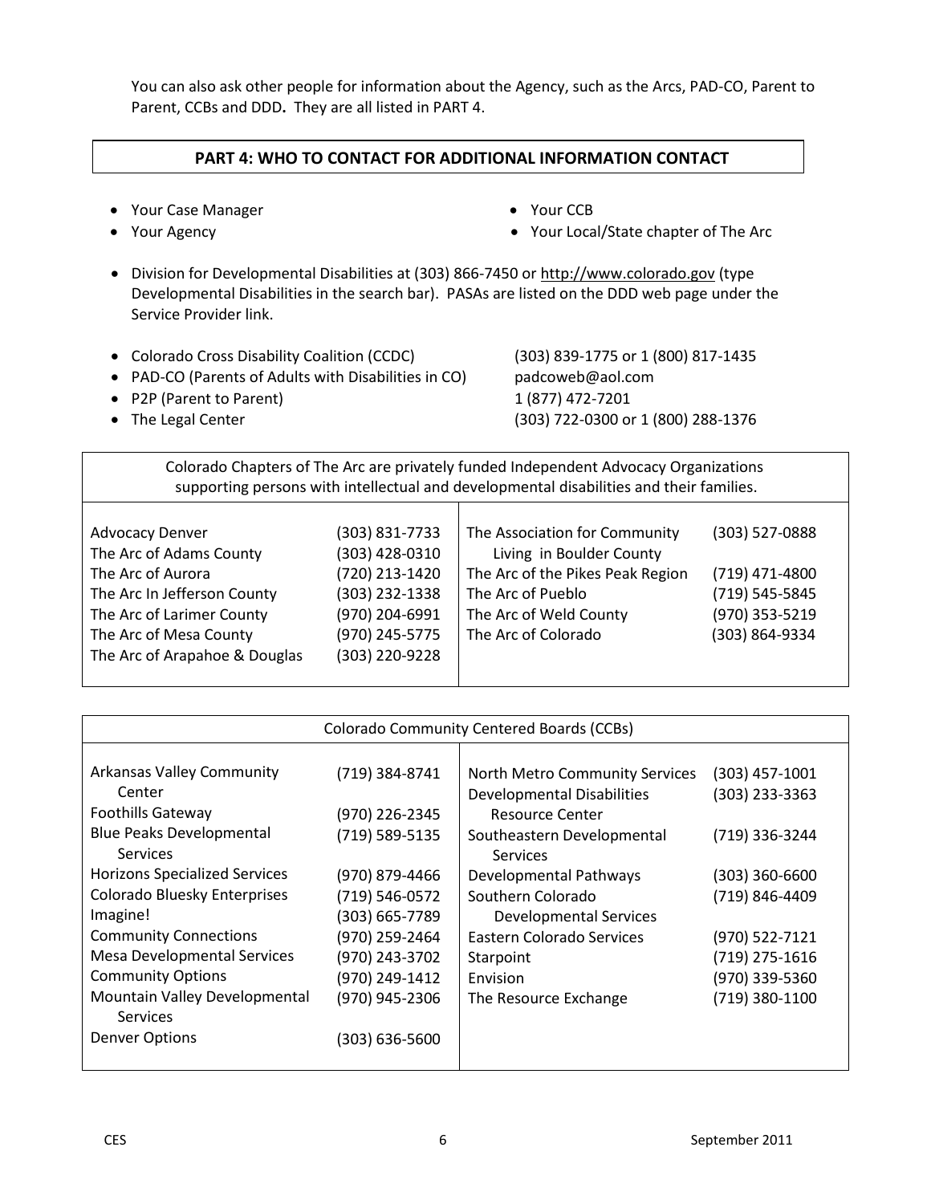You can also ask other people for information about the Agency, such as the Arcs, PAD-CO, Parent to Parent, CCBs and DDD**.** They are all listed in PART 4.

## PART 4: WHO TO CONTACT FOR ADDITIONAL INFORMATION CONTACT

- Your Case Manager
- Your Agency
- Your CCB
- Your Local/State chapter of The Arc

- Division for Developmental Disabilities at (303) 866-7450 or http://www.colorado.gov (type Developmental Disabilities in the search bar). PASAs are listed on the DDD web page under the Service Provider link.

- Colorado Cross Disability Coalition (CCDC) (303) 839-1775 or 1 (800) 817-1435
- PAD-CO (Parents of Adults with Disabilities in CO) padcoweb@aol.com
- P2P (Parent to Parent) 1 (877) 472-7201
- The Legal Center (303) 722-0300 or 1 (800) 288-1376

| Colorado Chapters of The Arc are privately funded Independent Advocacy Organizations supporting persons with intellectual and developmental disabilities and their families. | | | |
|---|---|---|---|
| Advocacy Denver | (303) 831-7733 | The Association for Community Living in Boulder County | (303) 527-0888 |
| The Arc of Adams County | (303) 428-0310 | The Arc of the Pikes Peak Region | (719) 471-4800 |
| The Arc of Aurora | (720) 213-1420 | The Arc of Pueblo | (719) 545-5845 |
| The Arc In Jefferson County | (303) 232-1338 | The Arc of Weld County | (970) 353-5219 |
| The Arc of Larimer County | (970) 204-6991 | The Arc of Colorado | (303) 864-9334 |
| The Arc of Mesa County | (970) 245-5775 | | |
| The Arc of Arapahoe & Douglas | (303) 220-9228 | | |

| Colorado Community Centered Boards (CCBs) | | | |
|---|---|---|---|
| Arkansas Valley Community Center | (719) 384-8741 | North Metro Community Services | (303) 457-1001 |
| Foothills Gateway | (970) 226-2345 | Developmental Disabilities Resource Center | (303) 233-3363 |
| Blue Peaks Developmental Services | (719) 589-5135 | Southeastern Developmental Services | (719) 336-3244 |
| Horizons Specialized Services | (970) 879-4466 | Developmental Pathways | (303) 360-6600 |
| Colorado Bluesky Enterprises | (719) 546-0572 | Southern Colorado Developmental Services | (719) 846-4409 |
| Imagine! | (303) 665-7789 | Eastern Colorado Services | (970) 522-7121 |
| Community Connections | (970) 259-2464 | Starpoint | (719) 275-1616 |
| Mesa Developmental Services | (970) 243-3702 | Envision | (970) 339-5360 |
| Community Options | (970) 249-1412 | The Resource Exchange | (719) 380-1100 |
| Mountain Valley Developmental Services | (970) 945-2306 | | |
| Denver Options | (303) 636-5600 | | |